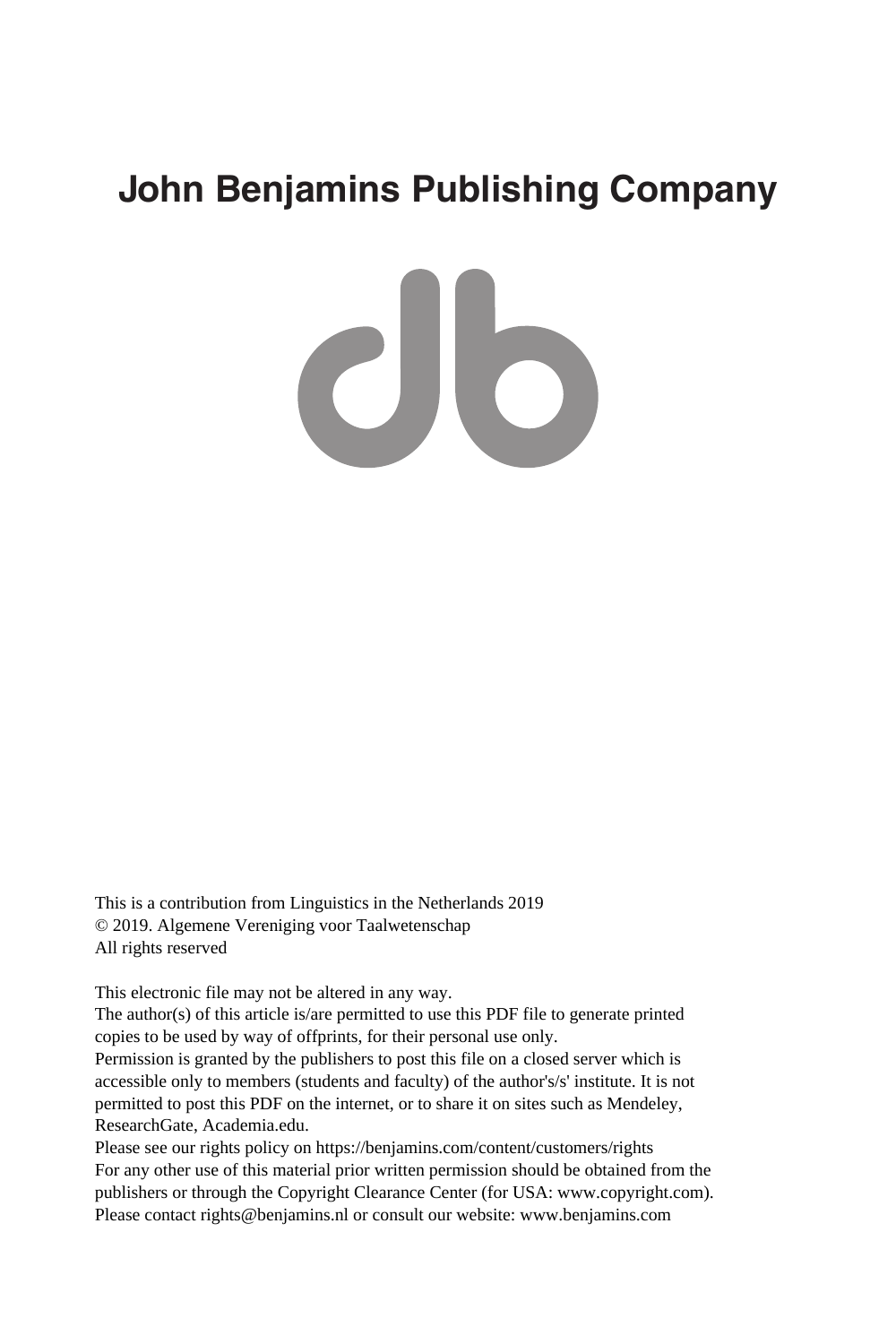# John Benjamins Publishing Company

This is a contribution from Linguistics in the Netherlands 2019
© 2019. Algemene Vereniging voor Taalwetenschap
All rights reserved

This electronic file may not be altered in any way.
The author(s) of this article is/are permitted to use this PDF file to generate printed copies to be used by way of offprints, for their personal use only.
Permission is granted by the publishers to post this file on a closed server which is accessible only to members (students and faculty) of the author's/s' institute. It is not permitted to post this PDF on the internet, or to share it on sites such as Mendeley, ResearchGate, Academia.edu.
Please see our rights policy on https://benjamins.com/content/customers/rights
For any other use of this material prior written permission should be obtained from the publishers or through the Copyright Clearance Center (for USA: www.copyright.com).
Please contact rights@benjamins.nl or consult our website: www.benjamins.com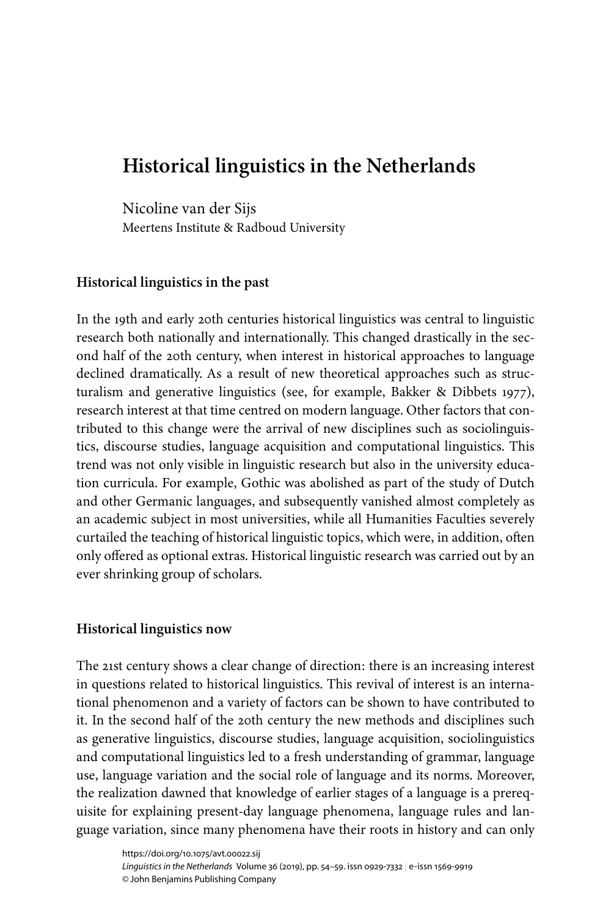# Historical linguistics in the Netherlands

Nicoline van der Sijs
Meertens Institute & Radboud University

## Historical linguistics in the past

In the 19th and early 20th centuries historical linguistics was central to linguistic research both nationally and internationally. This changed drastically in the second half of the 20th century, when interest in historical approaches to language declined dramatically. As a result of new theoretical approaches such as structuralism and generative linguistics (see, for example, Bakker & Dibbets 1977), research interest at that time centred on modern language. Other factors that contributed to this change were the arrival of new disciplines such as sociolinguistics, discourse studies, language acquisition and computational linguistics. This trend was not only visible in linguistic research but also in the university education curricula. For example, Gothic was abolished as part of the study of Dutch and other Germanic languages, and subsequently vanished almost completely as an academic subject in most universities, while all Humanities Faculties severely curtailed the teaching of historical linguistic topics, which were, in addition, often only offered as optional extras. Historical linguistic research was carried out by an ever shrinking group of scholars.

## Historical linguistics now

The 21st century shows a clear change of direction: there is an increasing interest in questions related to historical linguistics. This revival of interest is an international phenomenon and a variety of factors can be shown to have contributed to it. In the second half of the 20th century the new methods and disciplines such as generative linguistics, discourse studies, language acquisition, sociolinguistics and computational linguistics led to a fresh understanding of grammar, language use, language variation and the social role of language and its norms. Moreover, the realization dawned that knowledge of earlier stages of a language is a prerequisite for explaining present-day language phenomena, language rules and language variation, since many phenomena have their roots in history and can only

https://doi.org/10.1075/avt.00022.sij
*Linguistics in the Netherlands* Volume 36 (2019), pp. 54–59. issn 0929-7332 | e-issn 1569-9919
© John Benjamins Publishing Company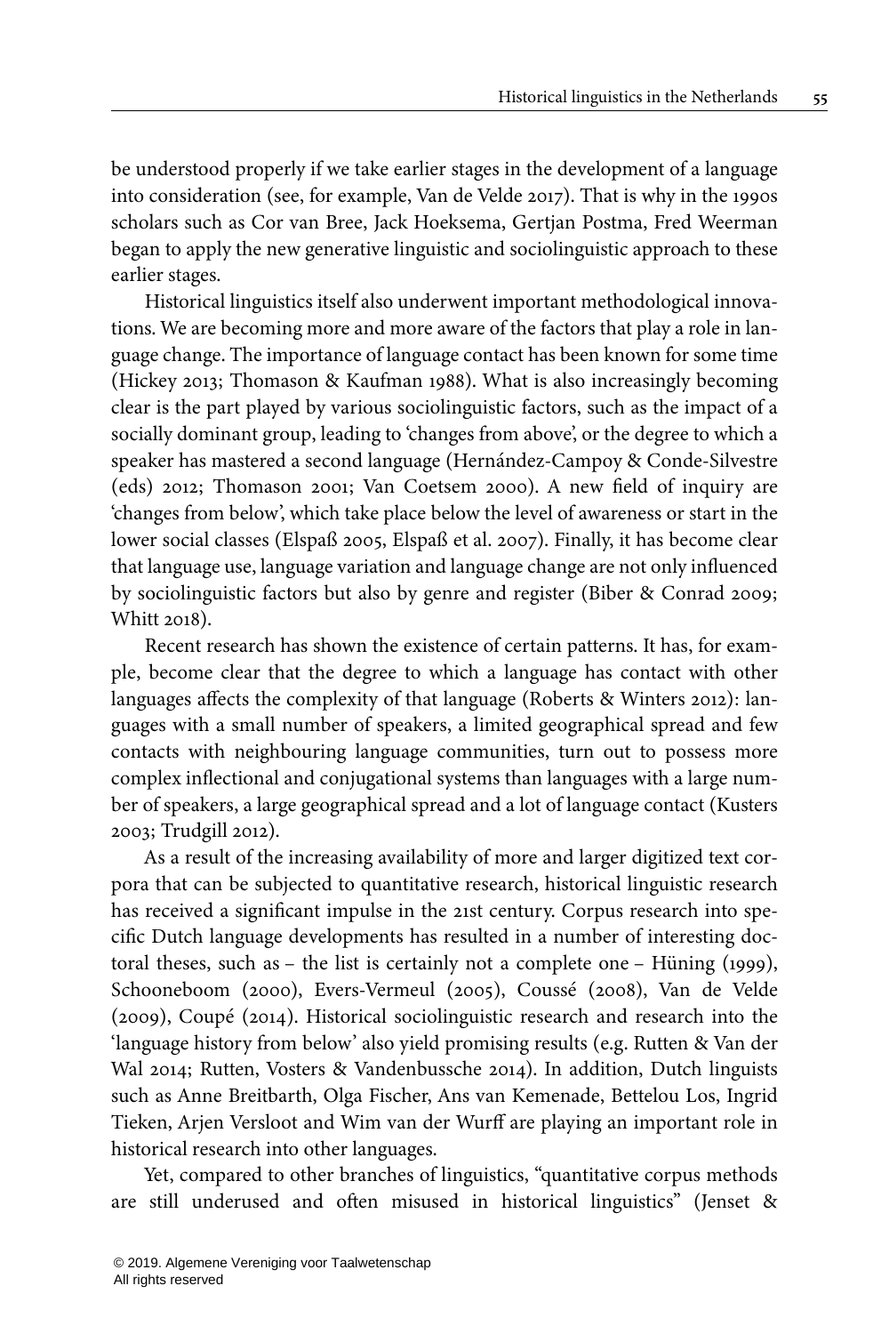be understood properly if we take earlier stages in the development of a language into consideration (see, for example, Van de Velde 2017). That is why in the 1990s scholars such as Cor van Bree, Jack Hoeksema, Gertjan Postma, Fred Weerman began to apply the new generative linguistic and sociolinguistic approach to these earlier stages.

Historical linguistics itself also underwent important methodological innovations. We are becoming more and more aware of the factors that play a role in language change. The importance of language contact has been known for some time (Hickey 2013; Thomason & Kaufman 1988). What is also increasingly becoming clear is the part played by various sociolinguistic factors, such as the impact of a socially dominant group, leading to 'changes from above', or the degree to which a speaker has mastered a second language (Hernández-Campoy & Conde-Silvestre (eds) 2012; Thomason 2001; Van Coetsem 2000). A new field of inquiry are 'changes from below', which take place below the level of awareness or start in the lower social classes (Elspaß 2005, Elspaß et al. 2007). Finally, it has become clear that language use, language variation and language change are not only influenced by sociolinguistic factors but also by genre and register (Biber & Conrad 2009; Whitt 2018).

Recent research has shown the existence of certain patterns. It has, for example, become clear that the degree to which a language has contact with other languages affects the complexity of that language (Roberts & Winters 2012): languages with a small number of speakers, a limited geographical spread and few contacts with neighbouring language communities, turn out to possess more complex inflectional and conjugational systems than languages with a large number of speakers, a large geographical spread and a lot of language contact (Kusters 2003; Trudgill 2012).

As a result of the increasing availability of more and larger digitized text corpora that can be subjected to quantitative research, historical linguistic research has received a significant impulse in the 21st century. Corpus research into specific Dutch language developments has resulted in a number of interesting doctoral theses, such as – the list is certainly not a complete one – Hüning (1999), Schooneboom (2000), Evers-Vermeul (2005), Coussé (2008), Van de Velde (2009), Coupé (2014). Historical sociolinguistic research and research into the 'language history from below' also yield promising results (e.g. Rutten & Van der Wal 2014; Rutten, Vosters & Vandenbussche 2014). In addition, Dutch linguists such as Anne Breitbarth, Olga Fischer, Ans van Kemenade, Bettelou Los, Ingrid Tieken, Arjen Versloot and Wim van der Wurff are playing an important role in historical research into other languages.

Yet, compared to other branches of linguistics, "quantitative corpus methods are still underused and often misused in historical linguistics" (Jenset &

© 2019. Algemene Vereniging voor Taalwetenschap
All rights reserved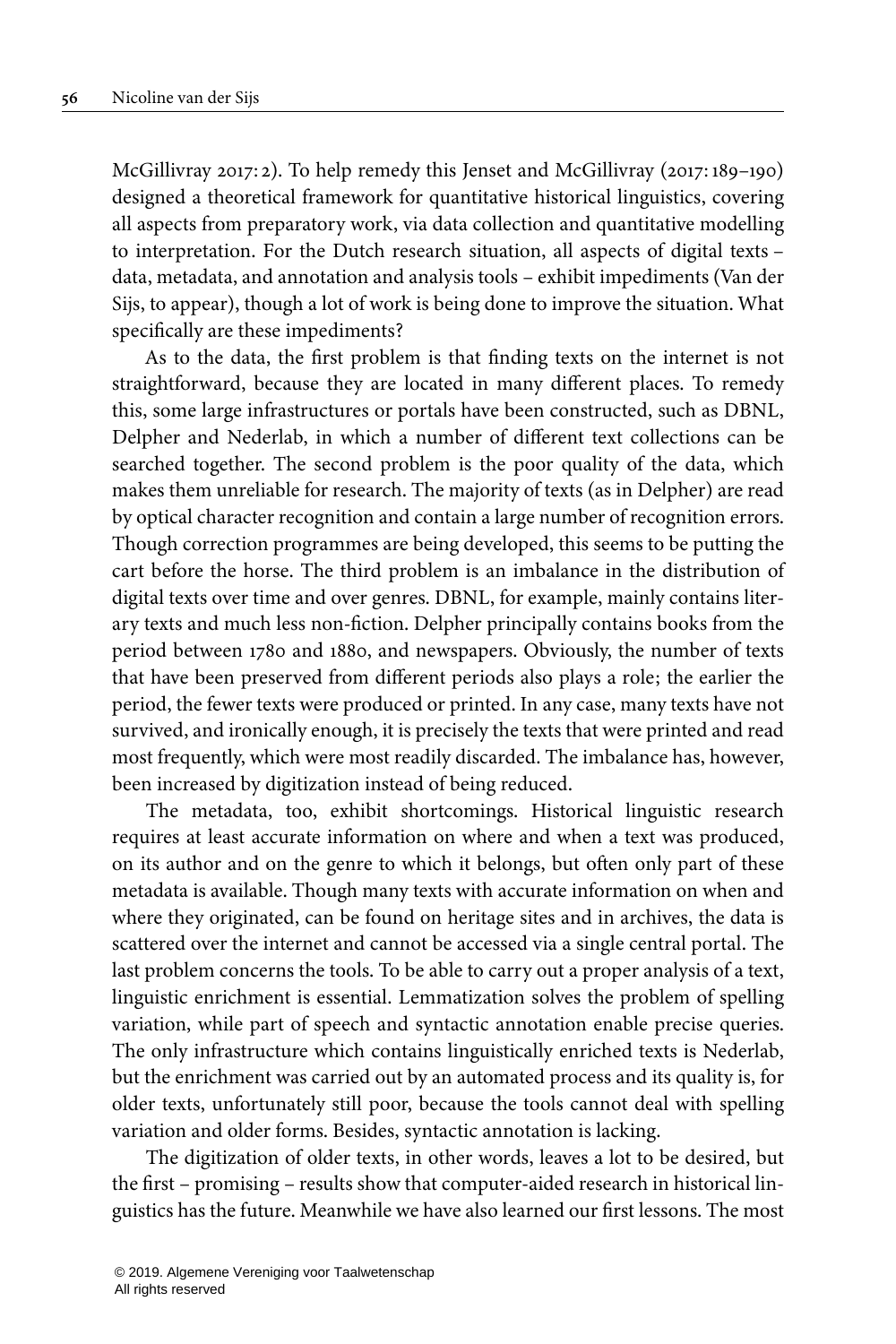McGillivray 2017: 2). To help remedy this Jenset and McGillivray (2017: 189–190) designed a theoretical framework for quantitative historical linguistics, covering all aspects from preparatory work, via data collection and quantitative modelling to interpretation. For the Dutch research situation, all aspects of digital texts – data, metadata, and annotation and analysis tools – exhibit impediments (Van der Sijs, to appear), though a lot of work is being done to improve the situation. What specifically are these impediments?

As to the data, the first problem is that finding texts on the internet is not straightforward, because they are located in many different places. To remedy this, some large infrastructures or portals have been constructed, such as DBNL, Delpher and Nederlab, in which a number of different text collections can be searched together. The second problem is the poor quality of the data, which makes them unreliable for research. The majority of texts (as in Delpher) are read by optical character recognition and contain a large number of recognition errors. Though correction programmes are being developed, this seems to be putting the cart before the horse. The third problem is an imbalance in the distribution of digital texts over time and over genres. DBNL, for example, mainly contains literary texts and much less non-fiction. Delpher principally contains books from the period between 1780 and 1880, and newspapers. Obviously, the number of texts that have been preserved from different periods also plays a role; the earlier the period, the fewer texts were produced or printed. In any case, many texts have not survived, and ironically enough, it is precisely the texts that were printed and read most frequently, which were most readily discarded. The imbalance has, however, been increased by digitization instead of being reduced.

The metadata, too, exhibit shortcomings. Historical linguistic research requires at least accurate information on where and when a text was produced, on its author and on the genre to which it belongs, but often only part of these metadata is available. Though many texts with accurate information on when and where they originated, can be found on heritage sites and in archives, the data is scattered over the internet and cannot be accessed via a single central portal. The last problem concerns the tools. To be able to carry out a proper analysis of a text, linguistic enrichment is essential. Lemmatization solves the problem of spelling variation, while part of speech and syntactic annotation enable precise queries. The only infrastructure which contains linguistically enriched texts is Nederlab, but the enrichment was carried out by an automated process and its quality is, for older texts, unfortunately still poor, because the tools cannot deal with spelling variation and older forms. Besides, syntactic annotation is lacking.

The digitization of older texts, in other words, leaves a lot to be desired, but the first – promising – results show that computer-aided research in historical linguistics has the future. Meanwhile we have also learned our first lessons. The most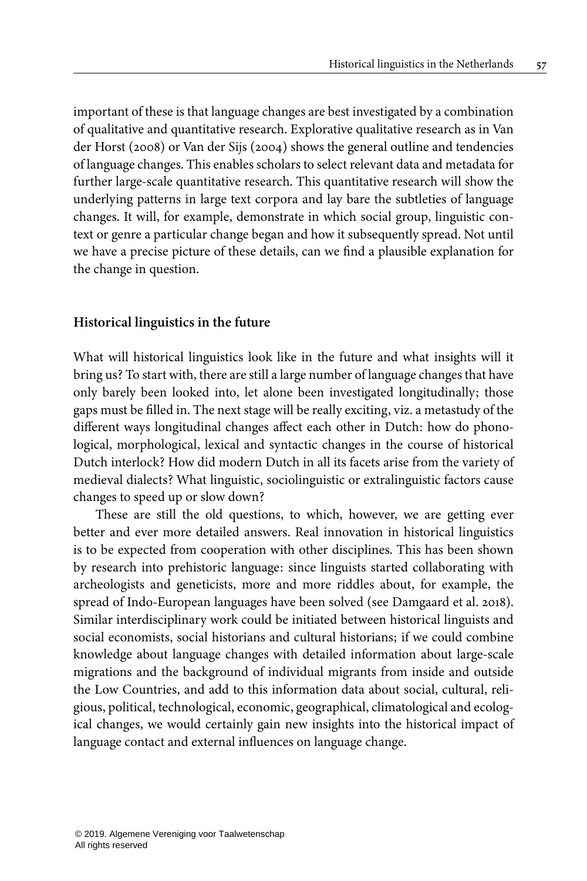important of these is that language changes are best investigated by a combination of qualitative and quantitative research. Explorative qualitative research as in Van der Horst (2008) or Van der Sijs (2004) shows the general outline and tendencies of language changes. This enables scholars to select relevant data and metadata for further large-scale quantitative research. This quantitative research will show the underlying patterns in large text corpora and lay bare the subtleties of language changes. It will, for example, demonstrate in which social group, linguistic context or genre a particular change began and how it subsequently spread. Not until we have a precise picture of these details, can we find a plausible explanation for the change in question.

## Historical linguistics in the future

What will historical linguistics look like in the future and what insights will it bring us? To start with, there are still a large number of language changes that have only barely been looked into, let alone been investigated longitudinally; those gaps must be filled in. The next stage will be really exciting, viz. a metastudy of the different ways longitudinal changes affect each other in Dutch: how do phonological, morphological, lexical and syntactic changes in the course of historical Dutch interlock? How did modern Dutch in all its facets arise from the variety of medieval dialects? What linguistic, sociolinguistic or extralinguistic factors cause changes to speed up or slow down?

These are still the old questions, to which, however, we are getting ever better and ever more detailed answers. Real innovation in historical linguistics is to be expected from cooperation with other disciplines. This has been shown by research into prehistoric language: since linguists started collaborating with archeologists and geneticists, more and more riddles about, for example, the spread of Indo-European languages have been solved (see Damgaard et al. 2018). Similar interdisciplinary work could be initiated between historical linguists and social economists, social historians and cultural historians; if we could combine knowledge about language changes with detailed information about large-scale migrations and the background of individual migrants from inside and outside the Low Countries, and add to this information data about social, cultural, religious, political, technological, economic, geographical, climatological and ecological changes, we would certainly gain new insights into the historical impact of language contact and external influences on language change.

© 2019. Algemene Vereniging voor Taalwetenschap
All rights reserved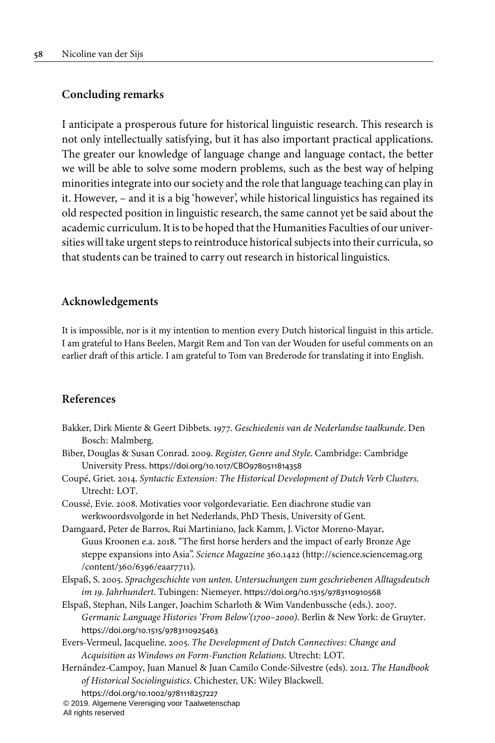## Concluding remarks

I anticipate a prosperous future for historical linguistic research. This research is not only intellectually satisfying, but it has also important practical applications. The greater our knowledge of language change and language contact, the better we will be able to solve some modern problems, such as the best way of helping minorities integrate into our society and the role that language teaching can play in it. However, – and it is a big 'however', while historical linguistics has regained its old respected position in linguistic research, the same cannot yet be said about the academic curriculum. It is to be hoped that the Humanities Faculties of our universities will take urgent steps to reintroduce historical subjects into their curricula, so that students can be trained to carry out research in historical linguistics.

## Acknowledgements

It is impossible, nor is it my intention to mention every Dutch historical linguist in this article. I am grateful to Hans Beelen, Margit Rem and Ton van der Wouden for useful comments on an earlier draft of this article. I am grateful to Tom van Brederode for translating it into English.

## References

Bakker, Dirk Miente & Geert Dibbets. 1977. *Geschiedenis van de Nederlandse taalkunde*. Den Bosch: Malmberg.

Biber, Douglas & Susan Conrad. 2009. *Register, Genre and Style*. Cambridge: Cambridge University Press. https://doi.org/10.1017/CBO9780511814358

Coupé, Griet. 2014. *Syntactic Extension: The Historical Development of Dutch Verb Clusters*. Utrecht: LOT.

Coussé, Evie. 2008. Motivaties voor volgordevariatie. Een diachrone studie van werkwoordsvolgorde in het Nederlands, PhD Thesis, University of Gent.

Damgaard, Peter de Barros, Rui Martiniano, Jack Kamm, J. Victor Moreno-Mayar, Guus Kroonen e.a. 2018. "The first horse herders and the impact of early Bronze Age steppe expansions into Asia". *Science Magazine* 360.1422 (http://science.sciencemag.org/content/360/6396/eaar7711).

Elspaß, S. 2005. *Sprachgeschichte von unten. Untersuchungen zum geschriebenen Alltagsdeutsch im 19. Jahrhundert*. Tubingen: Niemeyer. https://doi.org/10.1515/9783110910568

Elspaß, Stephan, Nils Langer, Joachim Scharloth & Wim Vandenbussche (eds.). 2007. *Germanic Language Histories 'From Below'(1700–2000)*. Berlin & New York: de Gruyter. https://doi.org/10.1515/9783110925463

Evers-Vermeul, Jacqueline. 2005. *The Development of Dutch Connectives: Change and Acquisition as Windows on Form-Function Relations*. Utrecht: LOT.

Hernández-Campoy, Juan Manuel & Juan Camilo Conde-Silvestre (eds). 2012. *The Handbook of Historical Sociolinguistics*. Chichester, UK: Wiley Blackwell. https://doi.org/10.1002/9781118257227

© 2019. Algemene Vereniging voor Taalwetenschap
All rights reserved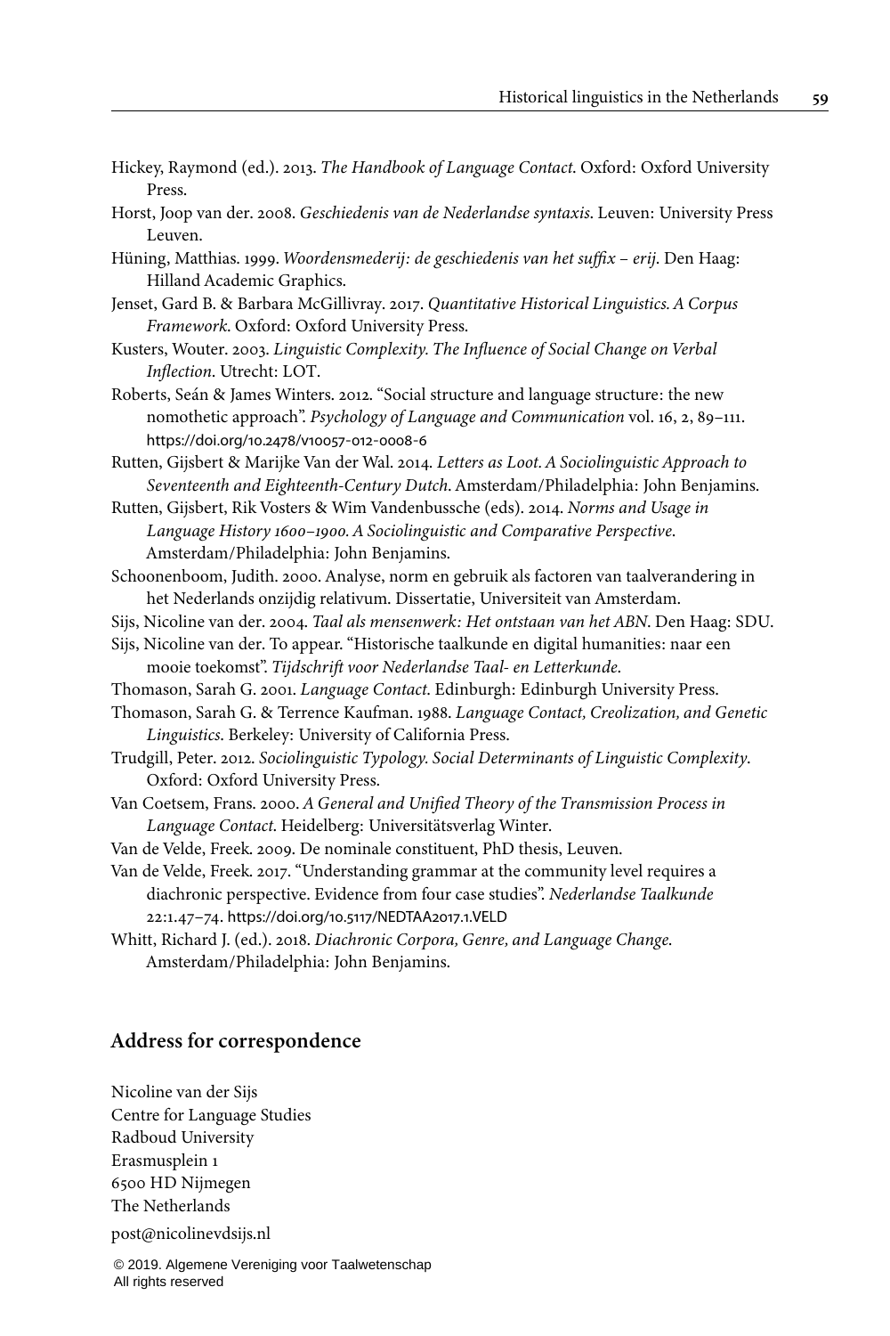Hickey, Raymond (ed.). 2013. *The Handbook of Language Contact*. Oxford: Oxford University Press.

Horst, Joop van der. 2008. *Geschiedenis van de Nederlandse syntaxis*. Leuven: University Press Leuven.

Hüning, Matthias. 1999. *Woordensmederij: de geschiedenis van het suffix – erij*. Den Haag: Hilland Academic Graphics.

Jenset, Gard B. & Barbara McGillivray. 2017. *Quantitative Historical Linguistics. A Corpus Framework*. Oxford: Oxford University Press.

Kusters, Wouter. 2003. *Linguistic Complexity. The Influence of Social Change on Verbal Inflection*. Utrecht: LOT.

Roberts, Seán & James Winters. 2012. "Social structure and language structure: the new nomothetic approach". *Psychology of Language and Communication* vol. 16, 2, 89–111. https://doi.org/10.2478/v10057-012-0008-6

Rutten, Gijsbert & Marijke Van der Wal. 2014. *Letters as Loot. A Sociolinguistic Approach to Seventeenth and Eighteenth-Century Dutch*. Amsterdam/Philadelphia: John Benjamins.

Rutten, Gijsbert, Rik Vosters & Wim Vandenbussche (eds). 2014. *Norms and Usage in Language History 1600–1900. A Sociolinguistic and Comparative Perspective*. Amsterdam/Philadelphia: John Benjamins.

Schoonenboom, Judith. 2000. Analyse, norm en gebruik als factoren van taalverandering in het Nederlands onzijdig relativum. Dissertatie, Universiteit van Amsterdam.

Sijs, Nicoline van der. 2004. *Taal als mensenwerk: Het ontstaan van het ABN*. Den Haag: SDU.

Sijs, Nicoline van der. To appear. "Historische taalkunde en digital humanities: naar een mooie toekomst". *Tijdschrift voor Nederlandse Taal- en Letterkunde*.

Thomason, Sarah G. 2001. *Language Contact*. Edinburgh: Edinburgh University Press.

Thomason, Sarah G. & Terrence Kaufman. 1988. *Language Contact, Creolization, and Genetic Linguistics*. Berkeley: University of California Press.

Trudgill, Peter. 2012. *Sociolinguistic Typology. Social Determinants of Linguistic Complexity*. Oxford: Oxford University Press.

Van Coetsem, Frans. 2000. *A General and Unified Theory of the Transmission Process in Language Contact*. Heidelberg: Universitätsverlag Winter.

Van de Velde, Freek. 2009. De nominale constituent, PhD thesis, Leuven.

Van de Velde, Freek. 2017. "Understanding grammar at the community level requires a diachronic perspective. Evidence from four case studies". *Nederlandse Taalkunde* 22:1.47–74. https://doi.org/10.5117/NEDTAA2017.1.VELD

Whitt, Richard J. (ed.). 2018. *Diachronic Corpora, Genre, and Language Change*. Amsterdam/Philadelphia: John Benjamins.

## Address for correspondence

Nicoline van der Sijs
Centre for Language Studies
Radboud University
Erasmusplein 1
6500 HD Nijmegen
The Netherlands
post@nicolinevdsijs.nl

© 2019. Algemene Vereniging voor Taalwetenschap
All rights reserved